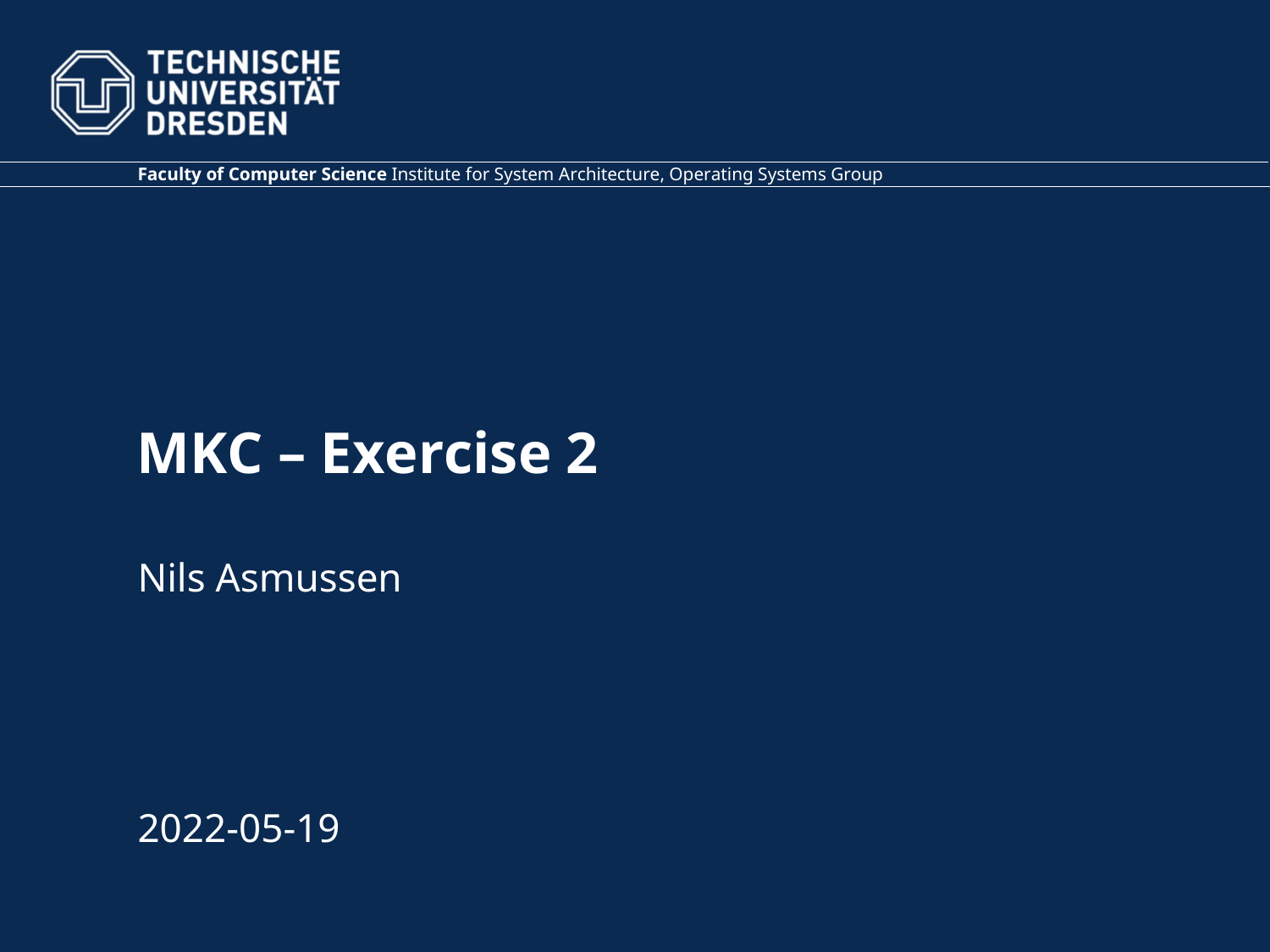TECHNISCHE UNIVERSITÄT DRESDEN

**Faculty of Computer Science** Institute for System Architecture, Operating Systems Group

# MKC – Exercise 2

Nils Asmussen

2022-05-19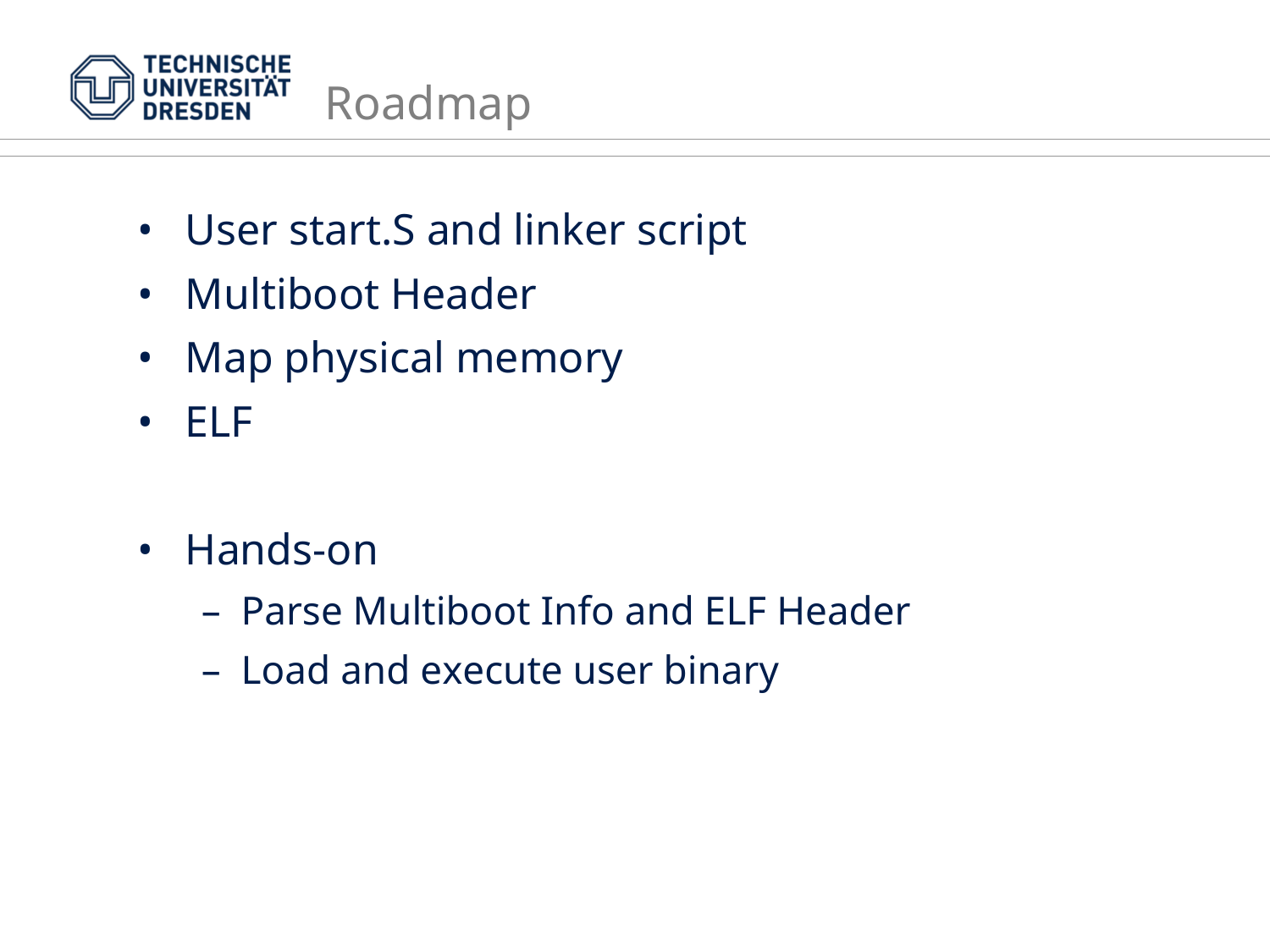# Roadmap

- User start.S and linker script
- Multiboot Header
- Map physical memory
- ELF

- Hands-on
  - Parse Multiboot Info and ELF Header
  - Load and execute user binary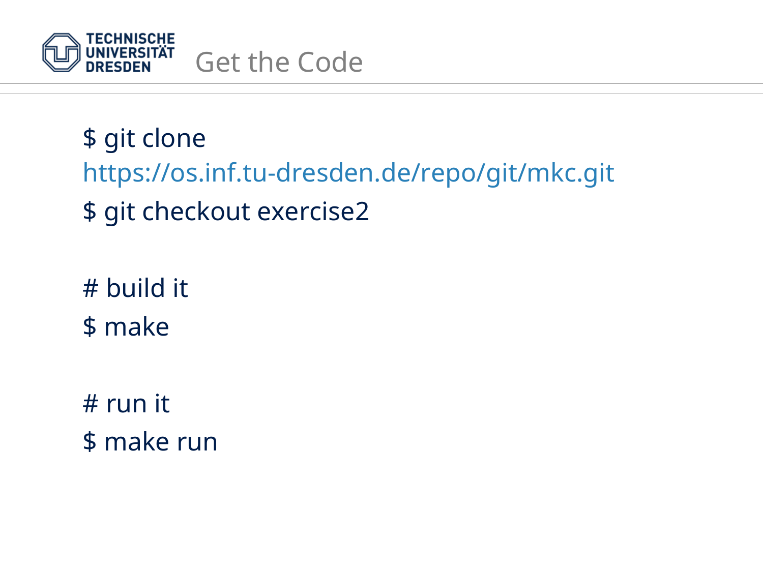# Get the Code

```
$ git clone
https://os.inf.tu-dresden.de/repo/git/mkc.git
$ git checkout exercise2

# build it
$ make

# run it
$ make run
```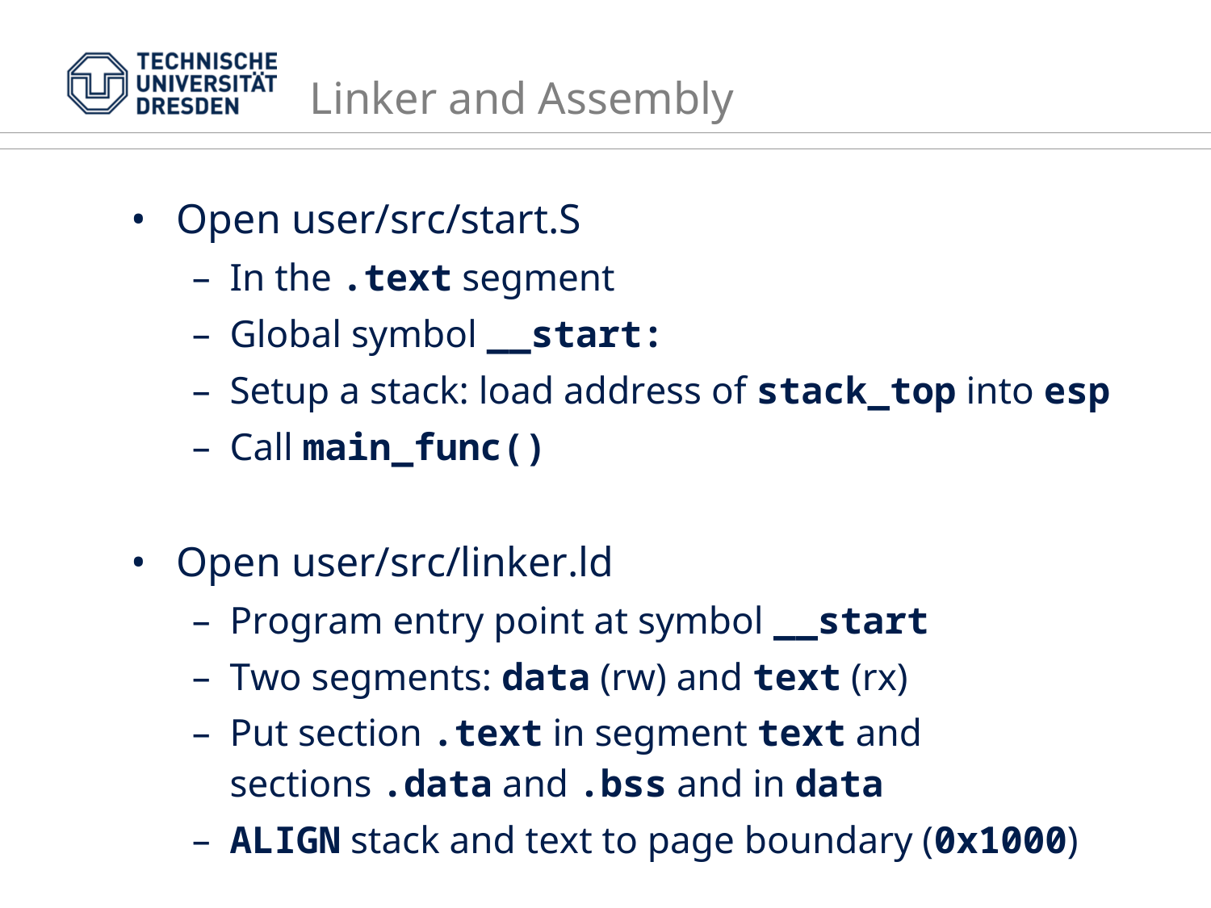# Linker and Assembly

- Open user/src/start.S
  - In the **`.text`** segment
  - Global symbol **`__start:`**
  - Setup a stack: load address of **`stack_top`** into **`esp`**
  - Call **`main_func()`**

- Open user/src/linker.ld
  - Program entry point at symbol **`__start`**
  - Two segments: **`data`** (rw) and **`text`** (rx)
  - Put section **`.text`** in segment **`text`** and sections **`.data`** and **`.bss`** and in **`data`**
  - **`ALIGN`** stack and text to page boundary (**`0x1000`**)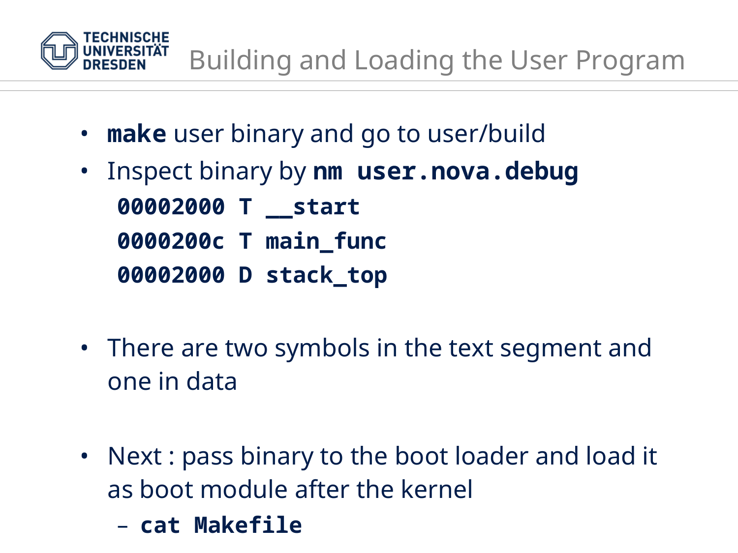# Building and Loading the User Program

- **make** user binary and go to user/build
- Inspect binary by **nm user.nova.debug**

```
00002000 T __start
0000200c T main_func
00002000 D stack_top
```

- There are two symbols in the text segment and one in data

- Next : pass binary to the boot loader and load it as boot module after the kernel
  - **cat Makefile**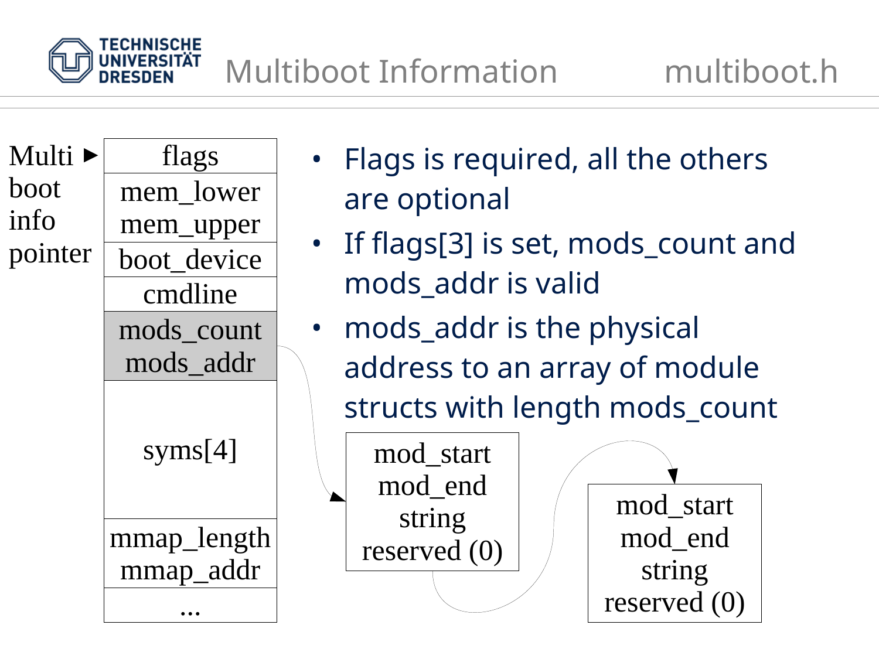# Multiboot Information — multiboot.h

Multi boot info pointer ►

| flags |
|---|
| mem_lower mem_upper |
| boot_device |
| cmdline |
| mods_count mods_addr |
| syms[4] |
| mmap_length mmap_addr |
| ... |

- Flags is required, all the others are optional
- If flags[3] is set, mods_count and mods_addr is valid
- mods_addr is the physical address to an array of module structs with length mods_count

| mod_start mod_end string reserved (0) |
|---|

| mod_start mod_end string reserved (0) |
|---|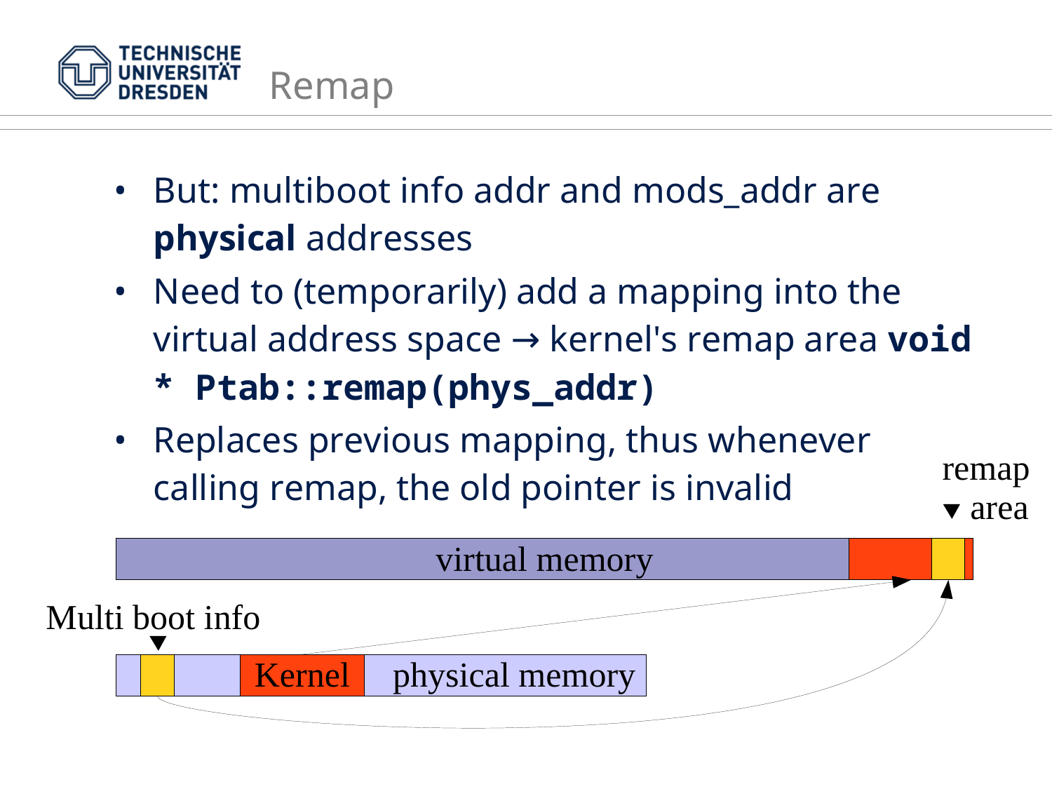# Remap

- But: multiboot info addr and mods_addr are **physical** addresses
- Need to (temporarily) add a mapping into the virtual address space → kernel's remap area **`void * Ptab::remap(phys_addr)`**
- Replaces previous mapping, thus whenever calling remap, the old pointer is invalid

remap ▼ area

virtual memory

Multi boot info ▼

Kernel physical memory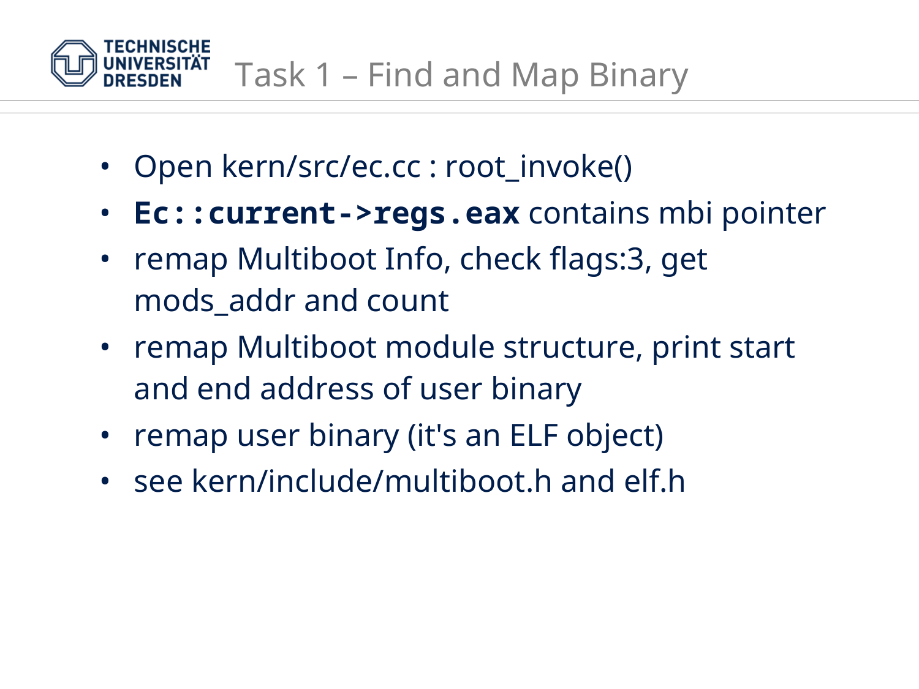# Task 1 – Find and Map Binary

- Open kern/src/ec.cc : root_invoke()
- **`Ec::current->regs.eax`** contains mbi pointer
- remap Multiboot Info, check flags:3, get mods_addr and count
- remap Multiboot module structure, print start and end address of user binary
- remap user binary (it's an ELF object)
- see kern/include/multiboot.h and elf.h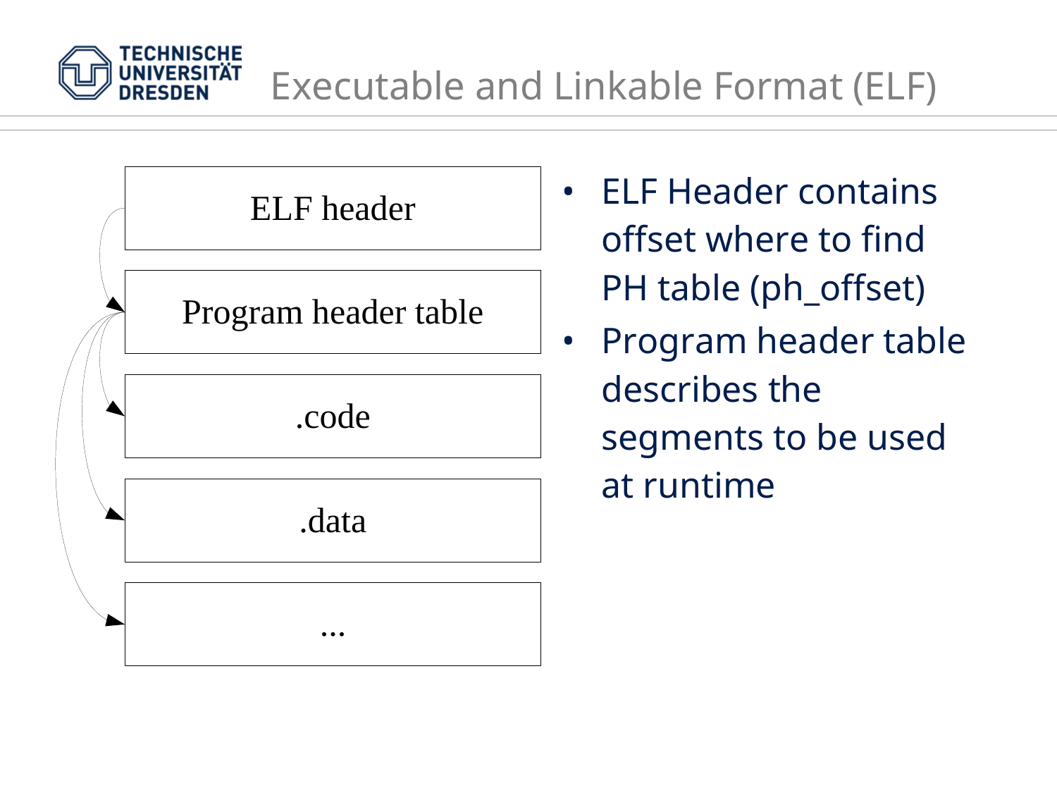# Executable and Linkable Format (ELF)

- ELF header
- Program header table
- .code
- .data
- ...

- ELF Header contains offset where to find PH table (ph_offset)
- Program header table describes the segments to be used at runtime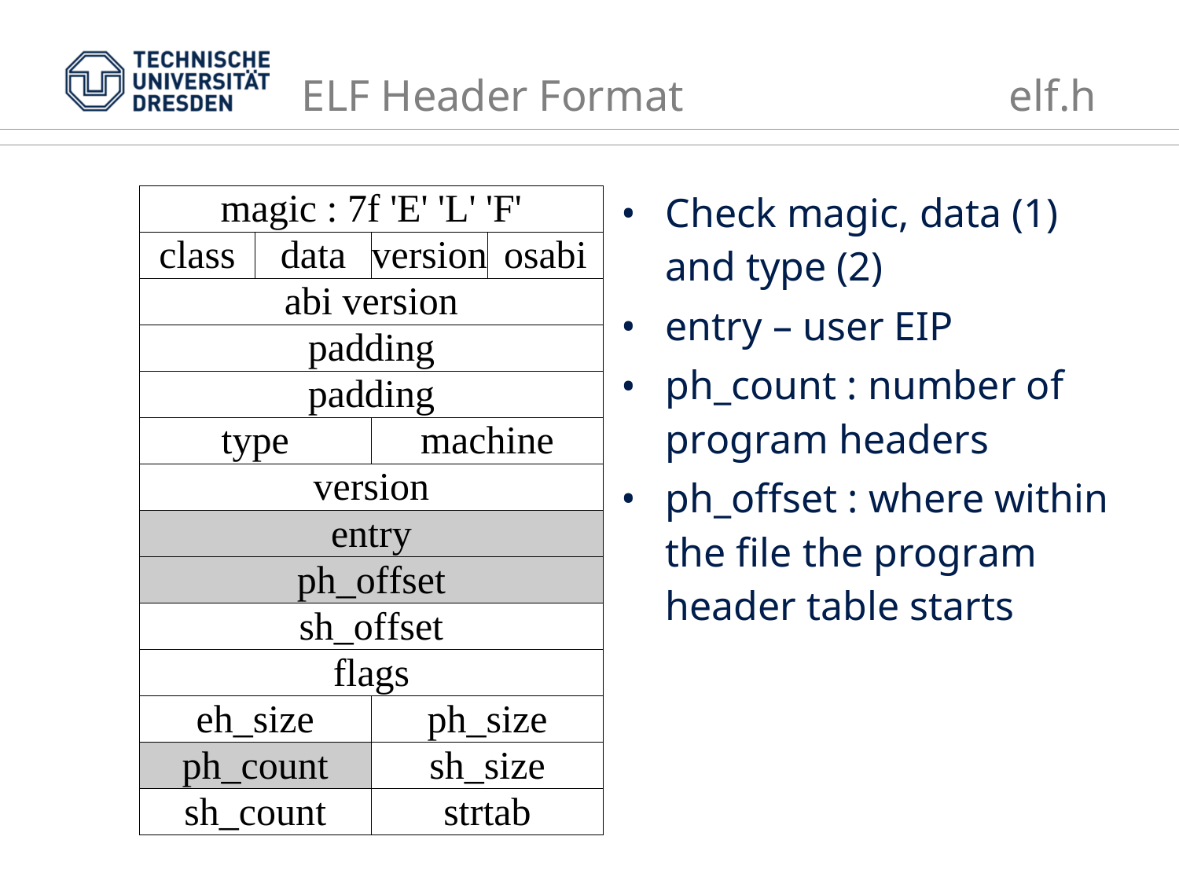# ELF Header Format

elf.h

| magic : 7f 'E' 'L' 'F' | | | |
|---|---|---|---|
| class | data | version | osabi |
| abi version | | | |
| padding | | | |
| padding | | | |
| type | | machine | |
| version | | | |
| entry | | | |
| ph_offset | | | |
| sh_offset | | | |
| flags | | | |
| eh_size | | ph_size | |
| ph_count | | sh_size | |
| sh_count | | strtab | |

- Check magic, data (1) and type (2)
- entry – user EIP
- ph_count : number of program headers
- ph_offset : where within the file the program header table starts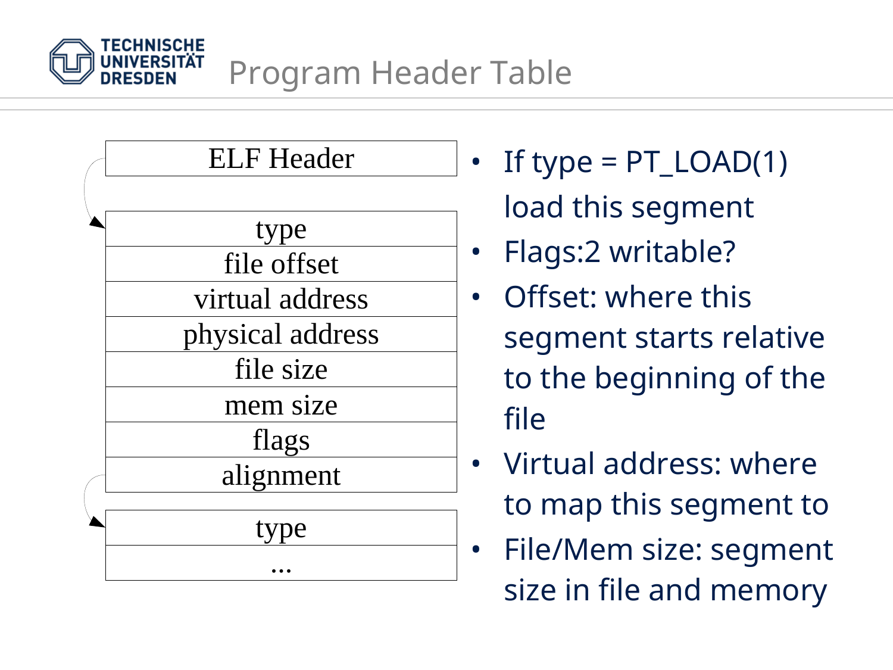# Program Header Table

| ELF Header |
|---|

| type |
|---|
| file offset |
| virtual address |
| physical address |
| file size |
| mem size |
| flags |
| alignment |

| type |
|---|
| ... |

- If type = PT_LOAD(1) load this segment
- Flags:2 writable?
- Offset: where this segment starts relative to the beginning of the file
- Virtual address: where to map this segment to
- File/Mem size: segment size in file and memory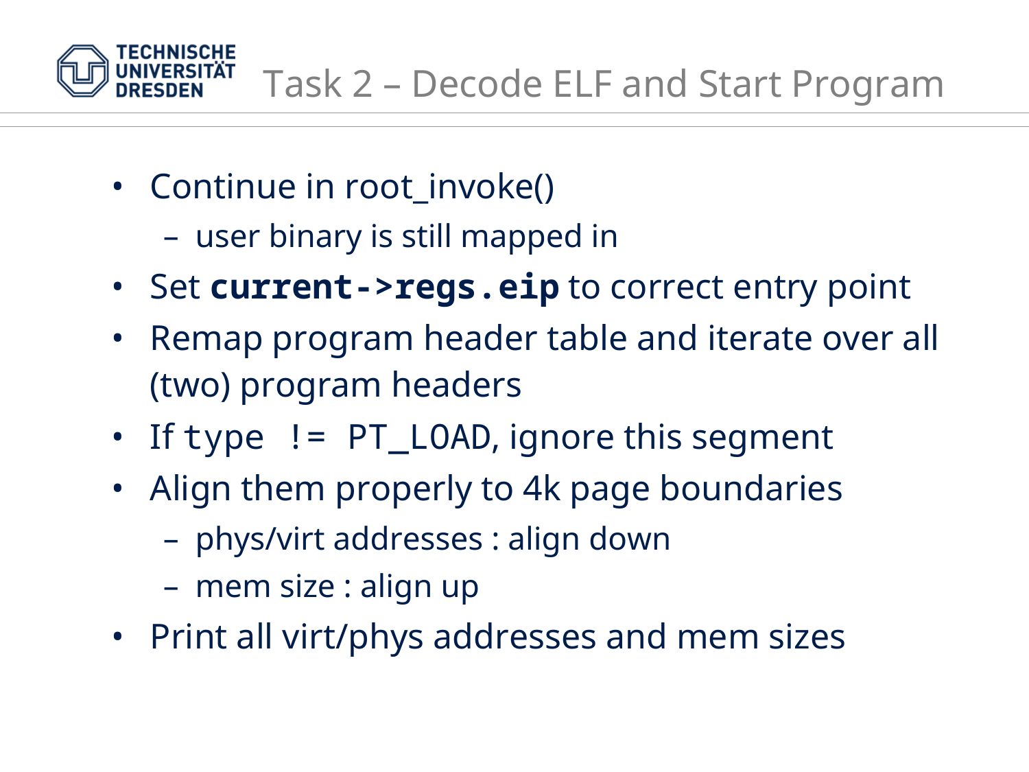# Task 2 – Decode ELF and Start Program

- Continue in root_invoke()
  - user binary is still mapped in
- Set **`current->regs.eip`** to correct entry point
- Remap program header table and iterate over all (two) program headers
- If `type != PT_LOAD`, ignore this segment
- Align them properly to 4k page boundaries
  - phys/virt addresses : align down
  - mem size : align up
- Print all virt/phys addresses and mem sizes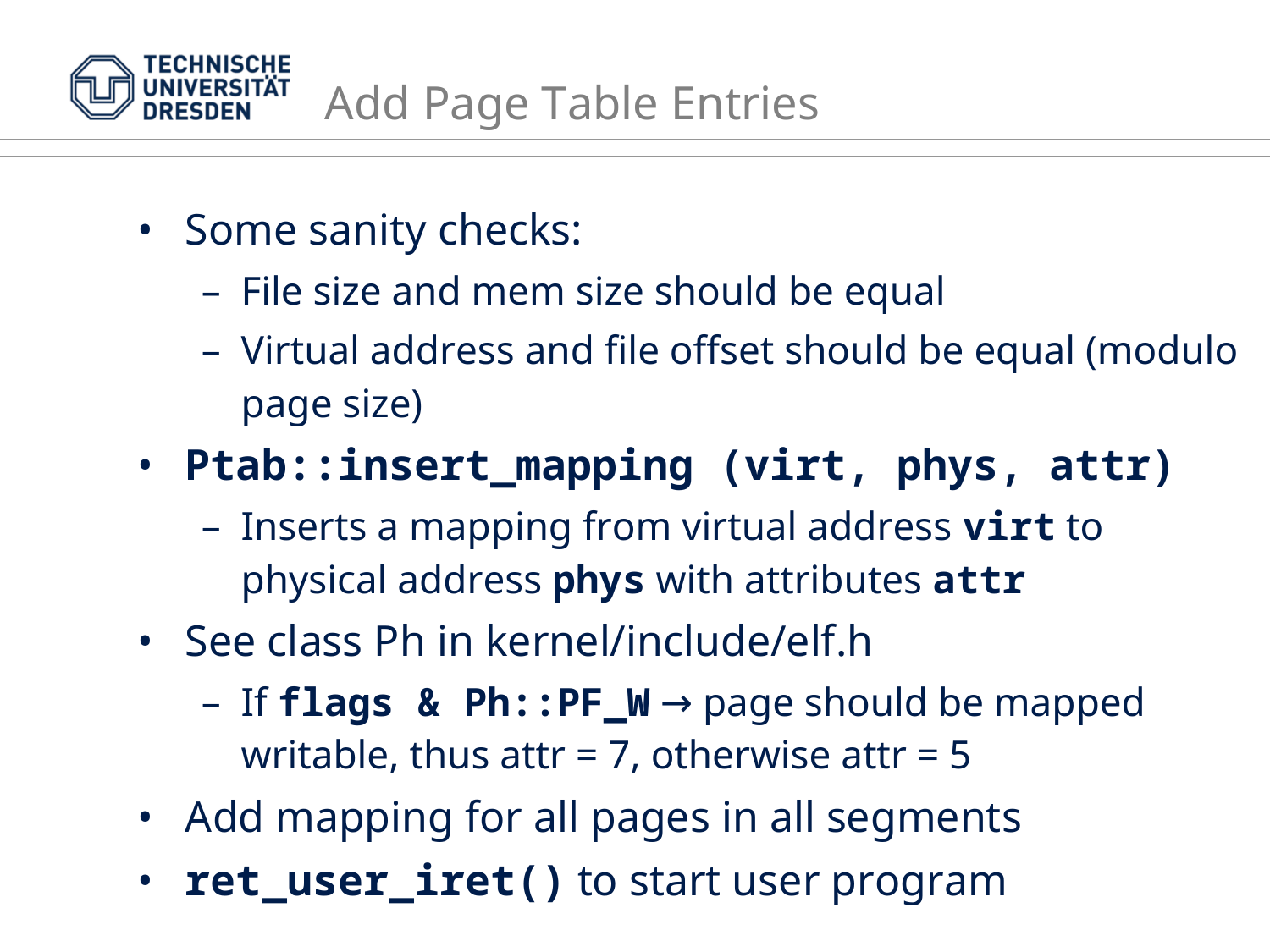# Add Page Table Entries

- Some sanity checks:
  - File size and mem size should be equal
  - Virtual address and file offset should be equal (modulo page size)
- **`Ptab::insert_mapping (virt, phys, attr)`**
  - Inserts a mapping from virtual address **`virt`** to physical address **`phys`** with attributes **`attr`**
- See class Ph in kernel/include/elf.h
  - If **`flags & Ph::PF_W`** → page should be mapped writable, thus attr = 7, otherwise attr = 5
- Add mapping for all pages in all segments
- **`ret_user_iret()`** to start user program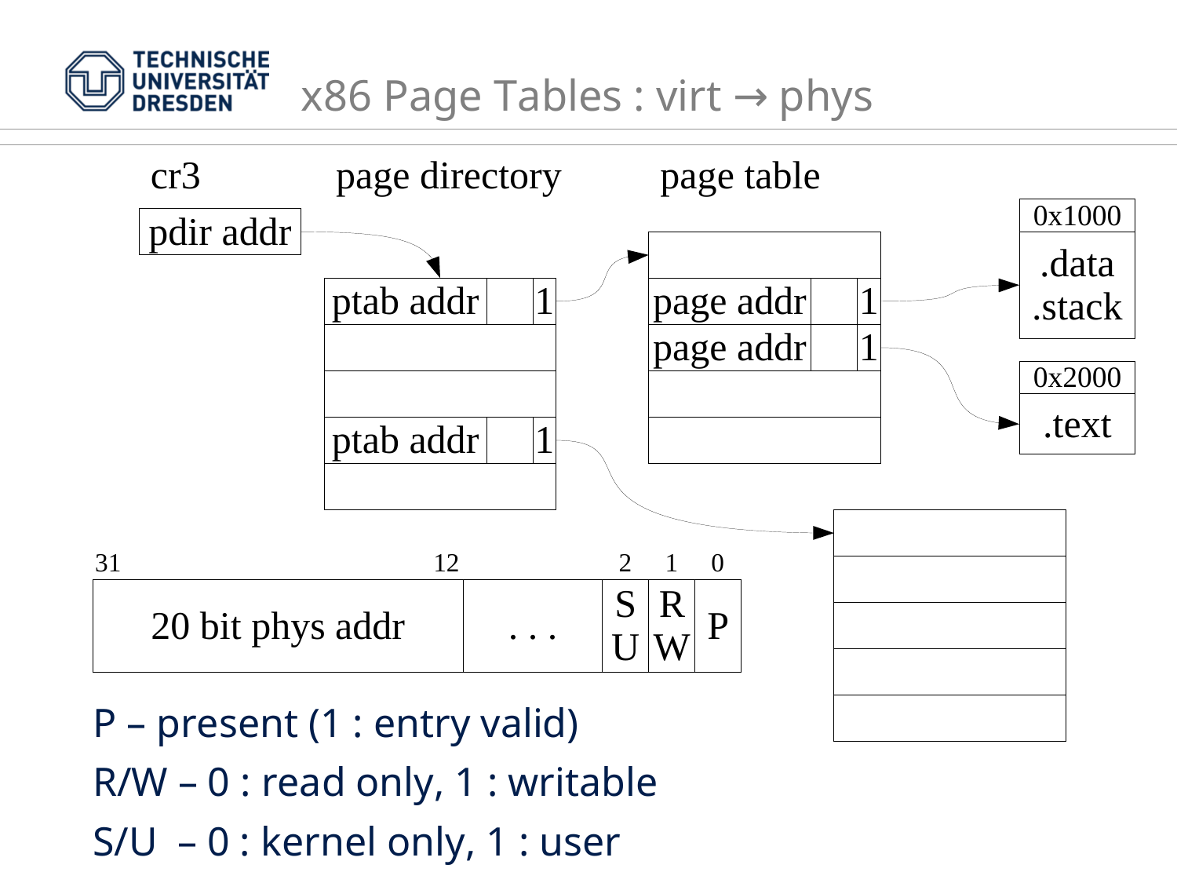# x86 Page Tables : virt → phys

cr3

pdir addr

page directory

ptab addr 1

ptab addr 1

page table

page addr 1

page addr 1

0x1000

.data
.stack

0x2000

.text

| 31 … 12 | | 2 | 1 | 0 |
|---|---|---|---|---|
| 20 bit phys addr | . . . | S/U | R/W | P |

P – present (1 : entry valid)

R/W – 0 : read only, 1 : writable

S/U – 0 : kernel only, 1 : user